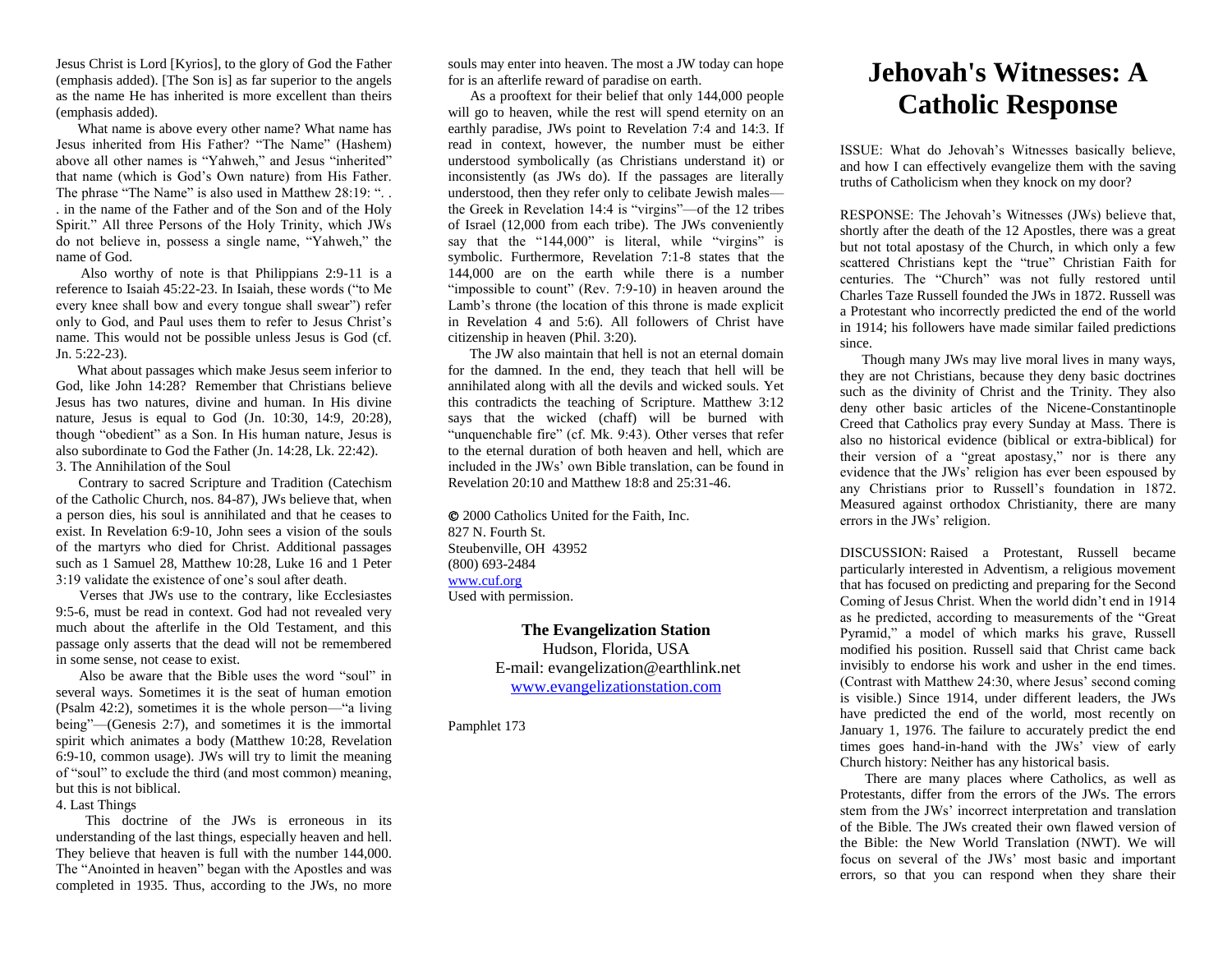Jesus Christ is Lord [Kyrios], to the glory of God the Father (emphasis added). [The Son is] as far superior to the angels as the name He has inherited is more excellent than theirs (emphasis added).

What name is above every other name? What name has Jesus inherited from His Father? "The Name" (Hashem) above all other names is "Yahweh," and Jesus "inherited" that name (which is God's Own nature) from His Father. The phrase "The Name" is also used in Matthew 28:19: ". . . in the name of the Father and of the Son and of the Holy Spirit." All three Persons of the Holy Trinity, which JWs do not believe in, possess a single name, "Yahweh," the name of God.

Also worthy of note is that Philippians 2:9-11 is a reference to Isaiah 45:22-23. In Isaiah, these words ("to Me every knee shall bow and every tongue shall swear") refer only to God, and Paul uses them to refer to Jesus Christ's name. This would not be possible unless Jesus is God (cf. Jn. 5:22-23).

What about passages which make Jesus seem inferior to God, like John 14:28? Remember that Christians believe Jesus has two natures, divine and human. In His divine nature, Jesus is equal to God (Jn. 10:30, 14:9, 20:28), though "obedient" as a Son. In His human nature, Jesus is also subordinate to God the Father (Jn. 14:28, Lk. 22:42).

3. The Annihilation of the Soul

Contrary to sacred Scripture and Tradition (Catechism of the Catholic Church, nos. 84-87), JWs believe that, when a person dies, his soul is annihilated and that he ceases to exist. In Revelation 6:9-10, John sees a vision of the souls of the martyrs who died for Christ. Additional passages such as 1 Samuel 28, Matthew 10:28, Luke 16 and 1 Peter 3:19 validate the existence of one's soul after death.

Verses that JWs use to the contrary, like Ecclesiastes 9:5-6, must be read in context. God had not revealed very much about the afterlife in the Old Testament, and this passage only asserts that the dead will not be remembered in some sense, not cease to exist.

Also be aware that the Bible uses the word "soul" in several ways. Sometimes it is the seat of human emotion (Psalm 42:2), sometimes it is the whole person—"a living being"—(Genesis 2:7), and sometimes it is the immortal spirit which animates a body (Matthew 10:28, Revelation 6:9-10, common usage). JWs will try to limit the meaning of "soul" to exclude the third (and most common) meaning, but this is not biblical.

4. Last Things

This doctrine of the JWs is erroneous in its understanding of the last things, especially heaven and hell. They believe that heaven is full with the number 144,000. The "Anointed in heaven" began with the Apostles and was completed in 1935. Thus, according to the JWs, no more souls may enter into heaven. The most a JW today can hope for is an afterlife reward of paradise on earth.

As a prooftext for their belief that only 144,000 people will go to heaven, while the rest will spend eternity on an earthly paradise, JWs point to Revelation 7:4 and 14:3. If read in context, however, the number must be either understood symbolically (as Christians understand it) or inconsistently (as JWs do). If the passages are literally understood, then they refer only to celibate Jewish males—the Greek in Revelation 14:4 is "virgins"—of the 12 tribes of Israel (12,000 from each tribe). The JWs conveniently say that the "144,000" is literal, while "virgins" is symbolic. Furthermore, Revelation 7:1-8 states that the 144,000 are on the earth while there is a number "impossible to count" (Rev. 7:9-10) in heaven around the Lamb's throne (the location of this throne is made explicit in Revelation 4 and 5:6). All followers of Christ have citizenship in heaven (Phil. 3:20).

The JW also maintain that hell is not an eternal domain for the damned. In the end, they teach that hell will be annihilated along with all the devils and wicked souls. Yet this contradicts the teaching of Scripture. Matthew 3:12 says that the wicked (chaff) will be burned with "unquenchable fire" (cf. Mk. 9:43). Other verses that refer to the eternal duration of both heaven and hell, which are included in the JWs' own Bible translation, can be found in Revelation 20:10 and Matthew 18:8 and 25:31-46.

© 2000 Catholics United for the Faith, Inc.
827 N. Fourth St.
Steubenville, OH 43952
(800) 693-2484
www.cuf.org
Used with permission.

**The Evangelization Station**
Hudson, Florida, USA
E-mail: evangelization@earthlink.net
www.evangelizationstation.com

Pamphlet 173

# Jehovah's Witnesses: A Catholic Response

ISSUE: What do Jehovah's Witnesses basically believe, and how I can effectively evangelize them with the saving truths of Catholicism when they knock on my door?

RESPONSE: The Jehovah's Witnesses (JWs) believe that, shortly after the death of the 12 Apostles, there was a great but not total apostasy of the Church, in which only a few scattered Christians kept the "true" Christian Faith for centuries. The "Church" was not fully restored until Charles Taze Russell founded the JWs in 1872. Russell was a Protestant who incorrectly predicted the end of the world in 1914; his followers have made similar failed predictions since.

Though many JWs may live moral lives in many ways, they are not Christians, because they deny basic doctrines such as the divinity of Christ and the Trinity. They also deny other basic articles of the Nicene-Constantinople Creed that Catholics pray every Sunday at Mass. There is also no historical evidence (biblical or extra-biblical) for their version of a "great apostasy," nor is there any evidence that the JWs' religion has ever been espoused by any Christians prior to Russell's foundation in 1872. Measured against orthodox Christianity, there are many errors in the JWs' religion.

DISCUSSION: Raised a Protestant, Russell became particularly interested in Adventism, a religious movement that has focused on predicting and preparing for the Second Coming of Jesus Christ. When the world didn't end in 1914 as he predicted, according to measurements of the "Great Pyramid," a model of which marks his grave, Russell modified his position. Russell said that Christ came back invisibly to endorse his work and usher in the end times. (Contrast with Matthew 24:30, where Jesus' second coming is visible.) Since 1914, under different leaders, the JWs have predicted the end of the world, most recently on January 1, 1976. The failure to accurately predict the end times goes hand-in-hand with the JWs' view of early Church history: Neither has any historical basis.

There are many places where Catholics, as well as Protestants, differ from the errors of the JWs. The errors stem from the JWs' incorrect interpretation and translation of the Bible. The JWs created their own flawed version of the Bible: the New World Translation (NWT). We will focus on several of the JWs' most basic and important errors, so that you can respond when they share their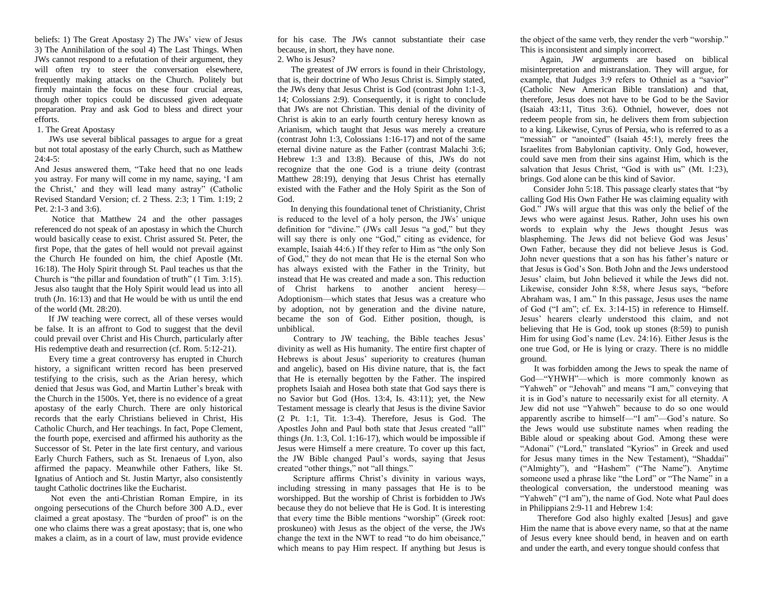beliefs: 1) The Great Apostasy 2) The JWs' view of Jesus 3) The Annihilation of the soul 4) The Last Things. When JWs cannot respond to a refutation of their argument, they will often try to steer the conversation elsewhere, frequently making attacks on the Church. Politely but firmly maintain the focus on these four crucial areas, though other topics could be discussed given adequate preparation. Pray and ask God to bless and direct your efforts.

1. The Great Apostasy

JWs use several biblical passages to argue for a great but not total apostasy of the early Church, such as Matthew 24:4-5:

And Jesus answered them, "Take heed that no one leads you astray. For many will come in my name, saying, 'I am the Christ,' and they will lead many astray" (Catholic Revised Standard Version; cf. 2 Thess. 2:3; 1 Tim. 1:19; 2 Pet. 2:1-3 and 3:6).

Notice that Matthew 24 and the other passages referenced do not speak of an apostasy in which the Church would basically cease to exist. Christ assured St. Peter, the first Pope, that the gates of hell would not prevail against the Church He founded on him, the chief Apostle (Mt. 16:18). The Holy Spirit through St. Paul teaches us that the Church is "the pillar and foundation of truth" (1 Tim. 3:15). Jesus also taught that the Holy Spirit would lead us into all truth (Jn. 16:13) and that He would be with us until the end of the world (Mt. 28:20).

If JW teaching were correct, all of these verses would be false. It is an affront to God to suggest that the devil could prevail over Christ and His Church, particularly after His redemptive death and resurrection (cf. Rom. 5:12-21).

Every time a great controversy has erupted in Church history, a significant written record has been preserved testifying to the crisis, such as the Arian heresy, which denied that Jesus was God, and Martin Luther's break with the Church in the 1500s. Yet, there is no evidence of a great apostasy of the early Church. There are only historical records that the early Christians believed in Christ, His Catholic Church, and Her teachings. In fact, Pope Clement, the fourth pope, exercised and affirmed his authority as the Successor of St. Peter in the late first century, and various Early Church Fathers, such as St. Irenaeus of Lyon, also affirmed the papacy. Meanwhile other Fathers, like St. Ignatius of Antioch and St. Justin Martyr, also consistently taught Catholic doctrines like the Eucharist.

Not even the anti-Christian Roman Empire, in its ongoing persecutions of the Church before 300 A.D., ever claimed a great apostasy. The "burden of proof" is on the one who claims there was a great apostasy; that is, one who makes a claim, as in a court of law, must provide evidence for his case. The JWs cannot substantiate their case because, in short, they have none.

2. Who is Jesus?

The greatest of JW errors is found in their Christology, that is, their doctrine of Who Jesus Christ is. Simply stated, the JWs deny that Jesus Christ is God (contrast John 1:1-3, 14; Colossians 2:9). Consequently, it is right to conclude that JWs are not Christian. This denial of the divinity of Christ is akin to an early fourth century heresy known as Arianism, which taught that Jesus was merely a creature (contrast John 1:3, Colossians 1:16-17) and not of the same eternal divine nature as the Father (contrast Malachi 3:6; Hebrew 1:3 and 13:8). Because of this, JWs do not recognize that the one God is a triune deity (contrast Matthew 28:19), denying that Jesus Christ has eternally existed with the Father and the Holy Spirit as the Son of God.

In denying this foundational tenet of Christianity, Christ is reduced to the level of a holy person, the JWs' unique definition for "divine." (JWs call Jesus "a god," but they will say there is only one "God," citing as evidence, for example, Isaiah 44:6.) If they refer to Him as "the only Son of God," they do not mean that He is the eternal Son who has always existed with the Father in the Trinity, but instead that He was created and made a son. This reduction of Christ harkens to another ancient heresy—Adoptionism—which states that Jesus was a creature who by adoption, not by generation and the divine nature, became the son of God. Either position, though, is unbiblical.

Contrary to JW teaching, the Bible teaches Jesus' divinity as well as His humanity. The entire first chapter of Hebrews is about Jesus' superiority to creatures (human and angelic), based on His divine nature, that is, the fact that He is eternally begotten by the Father. The inspired prophets Isaiah and Hosea both state that God says there is no Savior but God (Hos. 13:4, Is. 43:11); yet, the New Testament message is clearly that Jesus is the divine Savior (2 Pt. 1:1, Tit. 1:3-4). Therefore, Jesus is God. The Apostles John and Paul both state that Jesus created "all" things (Jn. 1:3, Col. 1:16-17), which would be impossible if Jesus were Himself a mere creature. To cover up this fact, the JW Bible changed Paul's words, saying that Jesus created "other things," not "all things."

Scripture affirms Christ's divinity in various ways, including stressing in many passages that He is to be worshipped. But the worship of Christ is forbidden to JWs because they do not believe that He is God. It is interesting that every time the Bible mentions "worship" (Greek root: proskuneo) with Jesus as the object of the verse, the JWs change the text in the NWT to read "to do him obeisance," which means to pay Him respect. If anything but Jesus is the object of the same verb, they render the verb "worship." This is inconsistent and simply incorrect.

Again, JW arguments are based on biblical misinterpretation and mistranslation. They will argue, for example, that Judges 3:9 refers to Othniel as a "savior" (Catholic New American Bible translation) and that, therefore, Jesus does not have to be God to be the Savior (Isaiah 43:11, Titus 3:6). Othniel, however, does not redeem people from sin, he delivers them from subjection to a king. Likewise, Cyrus of Persia, who is referred to as a "messiah" or "anointed" (Isaiah 45:1), merely frees the Israelites from Babylonian captivity. Only God, however, could save men from their sins against Him, which is the salvation that Jesus Christ, "God is with us" (Mt. 1:23), brings. God alone can be this kind of Savior.

Consider John 5:18. This passage clearly states that "by calling God His Own Father He was claiming equality with God." JWs will argue that this was only the belief of the Jews who were against Jesus. Rather, John uses his own words to explain why the Jews thought Jesus was blaspheming. The Jews did not believe God was Jesus' Own Father, because they did not believe Jesus is God. John never questions that a son has his father's nature or that Jesus is God's Son. Both John and the Jews understood Jesus' claim, but John believed it while the Jews did not. Likewise, consider John 8:58, where Jesus says, "before Abraham was, I am." In this passage, Jesus uses the name of God ("I am"; cf. Ex. 3:14-15) in reference to Himself. Jesus' hearers clearly understood this claim, and not believing that He is God, took up stones (8:59) to punish Him for using God's name (Lev. 24:16). Either Jesus is the one true God, or He is lying or crazy. There is no middle ground.

It was forbidden among the Jews to speak the name of God—"YHWH"—which is more commonly known as "Yahweh" or "Jehovah" and means "I am," conveying that it is in God's nature to necessarily exist for all eternity. A Jew did not use "Yahweh" because to do so one would apparently ascribe to himself—"I am"—God's nature. So the Jews would use substitute names when reading the Bible aloud or speaking about God. Among these were "Adonai" ("Lord," translated "Kyrios" in Greek and used for Jesus many times in the New Testament), "Shaddai" ("Almighty"), and "Hashem" ("The Name"). Anytime someone used a phrase like "the Lord" or "The Name" in a theological conversation, the understood meaning was "Yahweh" ("I am"), the name of God. Note what Paul does in Philippians 2:9-11 and Hebrew 1:4:

Therefore God also highly exalted [Jesus] and gave Him the name that is above every name, so that at the name of Jesus every knee should bend, in heaven and on earth and under the earth, and every tongue should confess that